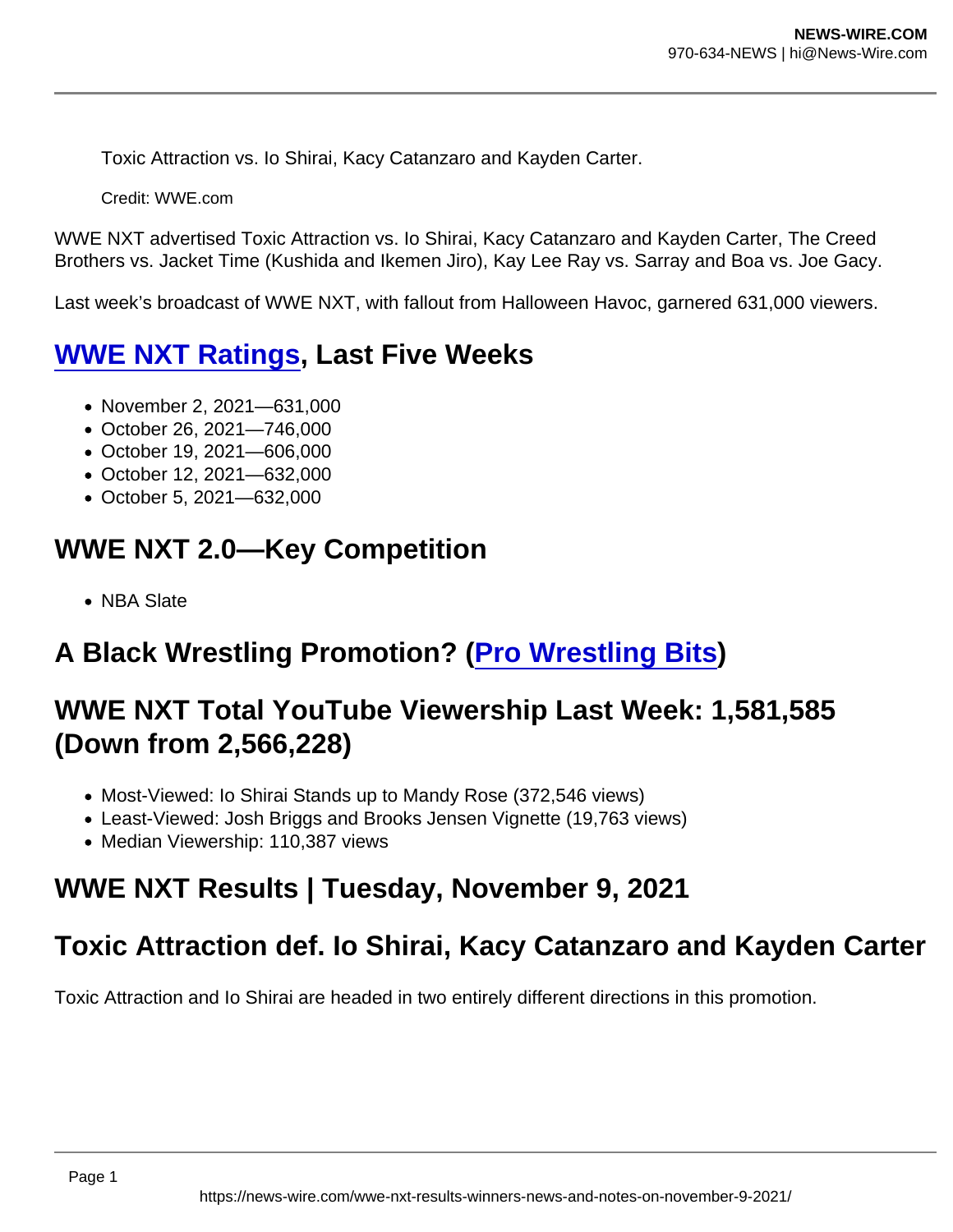Toxic Attraction vs. Io Shirai, Kacy Catanzaro and Kayden Carter.

Credit: WWE.com

WWE NXT advertised Toxic Attraction vs. Io Shirai, Kacy Catanzaro and Kayden Carter, The Creed Brothers vs. Jacket Time (Kushida and Ikemen Jiro), Kay Lee Ray vs. Sarray and Boa vs. Joe Gacy.

Last week's broadcast of WWE NXT, with fallout from Halloween Havoc, garnered 631,000 viewers.

## WWE NXT Ratings, Last Five Weeks

- November 2, 2021—631,000
- October 26, 2021—746,000
- October 19, 2021—606,000
- October 12, 2021—632,000
- October 5, 2021—632,000

## WWE NXT 2.0—Key Competition

- NBA Slate

## A Black Wrestling Promotion? (Pro Wrestling Bits)

## WWE NXT Total YouTube Viewership Last Week: 1,581,585 (Down from 2,566,228)

- Most-Viewed: Io Shirai Stands up to Mandy Rose (372,546 views)
- Least-Viewed: Josh Briggs and Brooks Jensen Vignette (19,763 views)
- Median Viewership: 110,387 views

## WWE NXT Results | Tuesday, November 9, 2021

## Toxic Attraction def. Io Shirai, Kacy Catanzaro and Kayden Carter

Toxic Attraction and Io Shirai are headed in two entirely different directions in this promotion.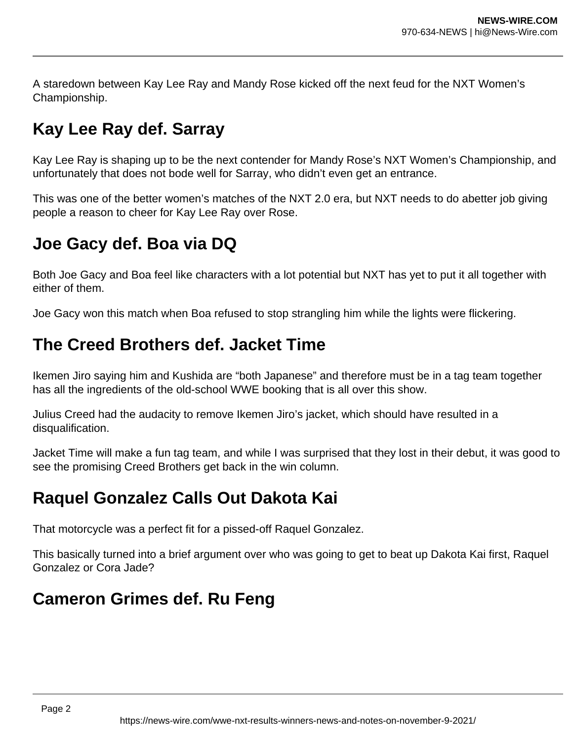A staredown between Kay Lee Ray and Mandy Rose kicked off the next feud for the NXT Women's Championship.

## Kay Lee Ray def. Sarray

Kay Lee Ray is shaping up to be the next contender for Mandy Rose's NXT Women's Championship, and unfortunately that does not bode well for Sarray, who didn't even get an entrance.

This was one of the better women's matches of the NXT 2.0 era, but NXT needs to do abetter job giving people a reason to cheer for Kay Lee Ray over Rose.

## Joe Gacy def. Boa via DQ

Both Joe Gacy and Boa feel like characters with a lot potential but NXT has yet to put it all together with either of them.

Joe Gacy won this match when Boa refused to stop strangling him while the lights were flickering.

## The Creed Brothers def. Jacket Time

Ikemen Jiro saying him and Kushida are "both Japanese" and therefore must be in a tag team together has all the ingredients of the old-school WWE booking that is all over this show.

Julius Creed had the audacity to remove Ikemen Jiro's jacket, which should have resulted in a disqualification.

Jacket Time will make a fun tag team, and while I was surprised that they lost in their debut, it was good to see the promising Creed Brothers get back in the win column.

## Raquel Gonzalez Calls Out Dakota Kai

That motorcycle was a perfect fit for a pissed-off Raquel Gonzalez.

This basically turned into a brief argument over who was going to get to beat up Dakota Kai first, Raquel Gonzalez or Cora Jade?

## Cameron Grimes def. Ru Feng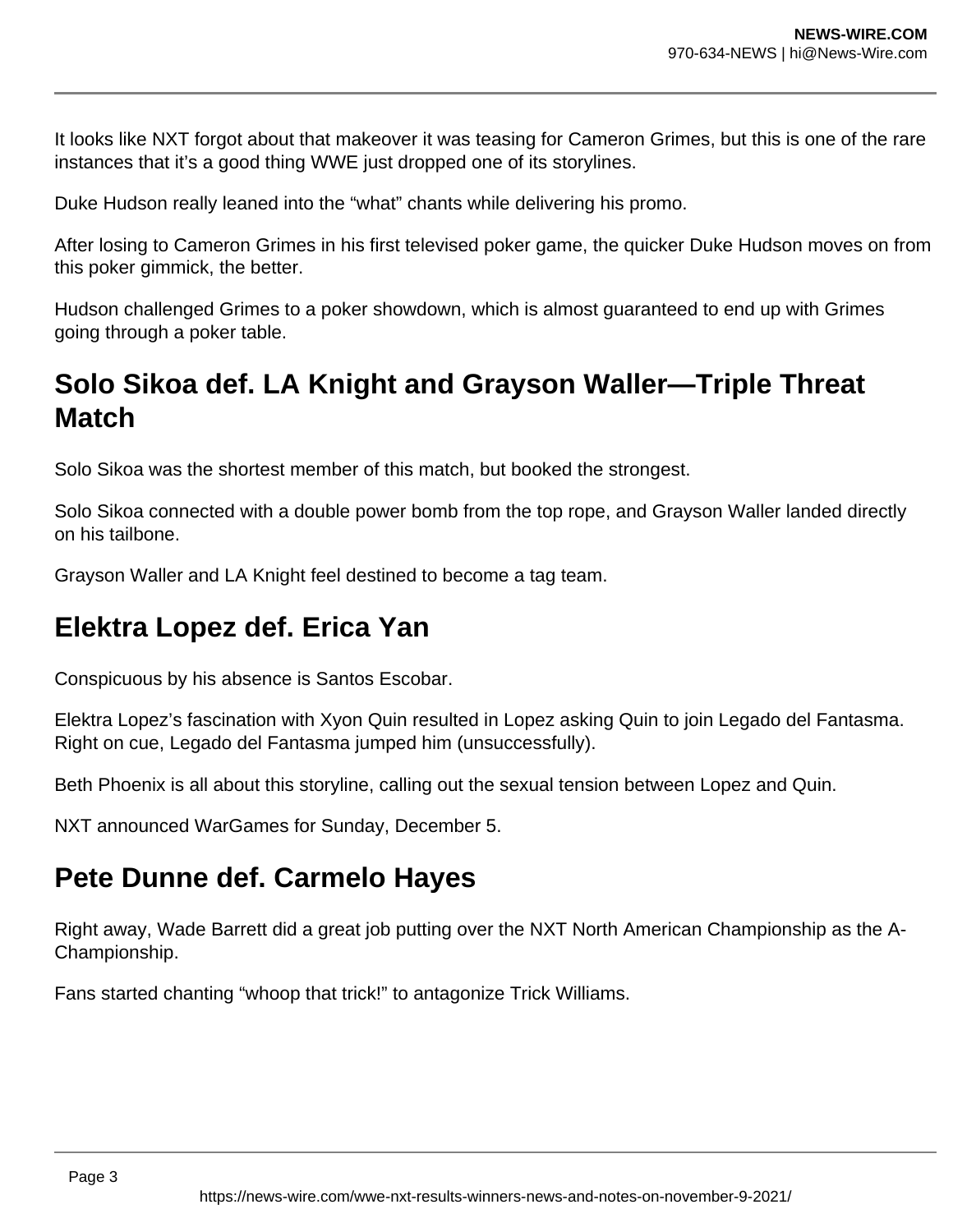It looks like NXT forgot about that makeover it was teasing for Cameron Grimes, but this is one of the rare instances that it's a good thing WWE just dropped one of its storylines.

Duke Hudson really leaned into the "what" chants while delivering his promo.

After losing to Cameron Grimes in his first televised poker game, the quicker Duke Hudson moves on from this poker gimmick, the better.

Hudson challenged Grimes to a poker showdown, which is almost guaranteed to end up with Grimes going through a poker table.

## Solo Sikoa def. LA Knight and Grayson Waller—Triple Threat Match

Solo Sikoa was the shortest member of this match, but booked the strongest.

Solo Sikoa connected with a double power bomb from the top rope, and Grayson Waller landed directly on his tailbone.

Grayson Waller and LA Knight feel destined to become a tag team.

## Elektra Lopez def. Erica Yan

Conspicuous by his absence is Santos Escobar.

Elektra Lopez's fascination with Xyon Quin resulted in Lopez asking Quin to join Legado del Fantasma. Right on cue, Legado del Fantasma jumped him (unsuccessfully).

Beth Phoenix is all about this storyline, calling out the sexual tension between Lopez and Quin.

NXT announced WarGames for Sunday, December 5.

## Pete Dunne def. Carmelo Hayes

Right away, Wade Barrett did a great job putting over the NXT North American Championship as the A-Championship.

Fans started chanting "whoop that trick!" to antagonize Trick Williams.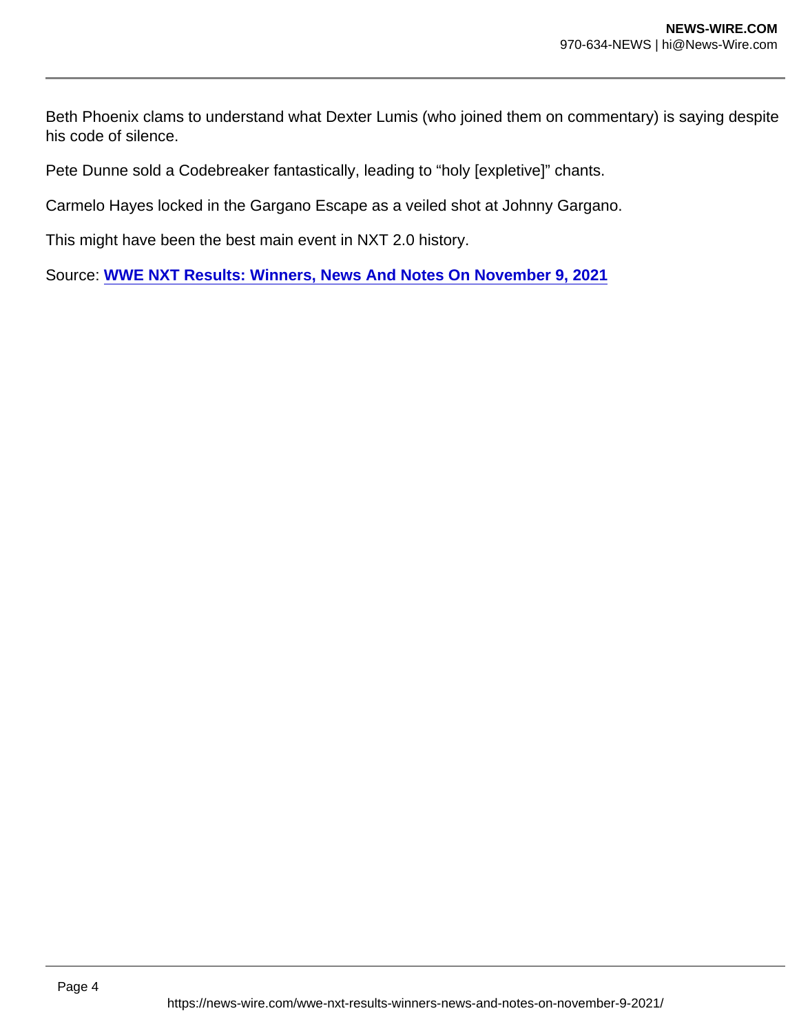Beth Phoenix clams to understand what Dexter Lumis (who joined them on commentary) is saying despite his code of silence.

Pete Dunne sold a Codebreaker fantastically, leading to “holy [expletive]” chants.

Carmelo Hayes locked in the Gargano Escape as a veiled shot at Johnny Gargano.

This might have been the best main event in NXT 2.0 history.

Source: **[WWE NXT Results: Winners, News And Notes On November 9, 2021](https://news-wire.com/wwe-nxt-results-winners-news-and-notes-on-november-9-2021/)**